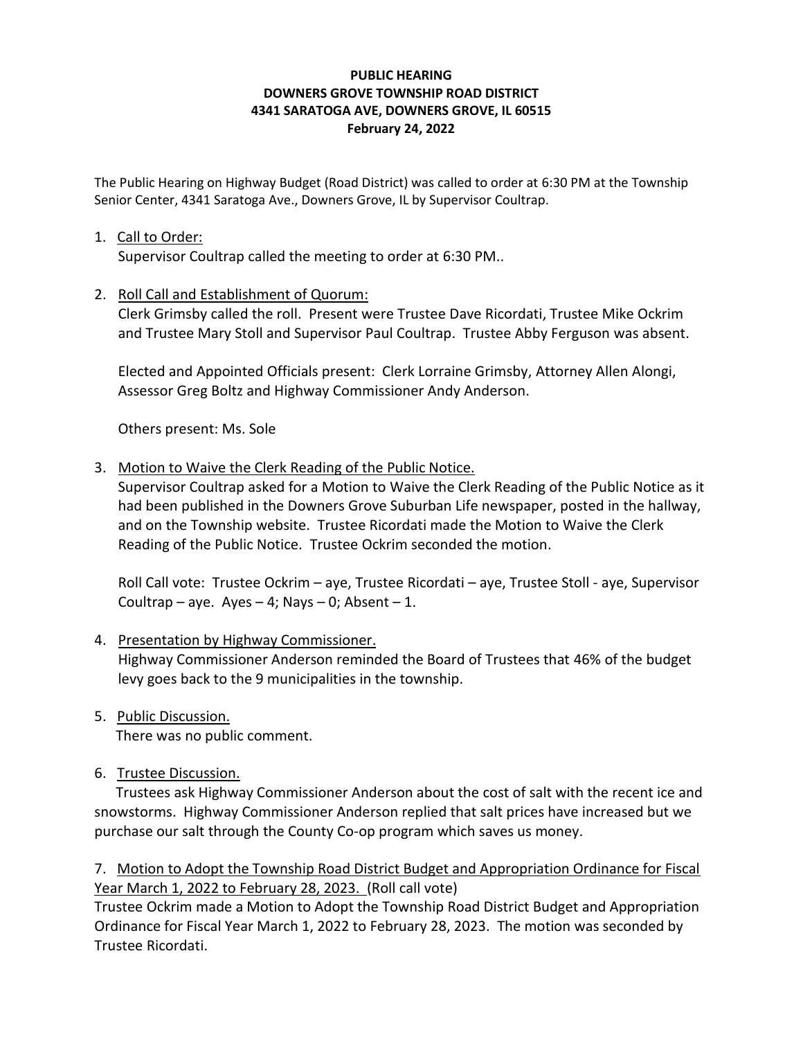**PUBLIC HEARING**
**DOWNERS GROVE TOWNSHIP ROAD DISTRICT**
**4341 SARATOGA AVE, DOWNERS GROVE, IL 60515**
**February 24, 2022**

The Public Hearing on Highway Budget (Road District) was called to order at 6:30 PM at the Township Senior Center, 4341 Saratoga Ave., Downers Grove, IL by Supervisor Coultrap.

1. Call to Order:
   Supervisor Coultrap called the meeting to order at 6:30 PM..

2. Roll Call and Establishment of Quorum:
   Clerk Grimsby called the roll. Present were Trustee Dave Ricordati, Trustee Mike Ockrim and Trustee Mary Stoll and Supervisor Paul Coultrap. Trustee Abby Ferguson was absent.

   Elected and Appointed Officials present: Clerk Lorraine Grimsby, Attorney Allen Alongi, Assessor Greg Boltz and Highway Commissioner Andy Anderson.

   Others present: Ms. Sole

3. Motion to Waive the Clerk Reading of the Public Notice.
   Supervisor Coultrap asked for a Motion to Waive the Clerk Reading of the Public Notice as it had been published in the Downers Grove Suburban Life newspaper, posted in the hallway, and on the Township website. Trustee Ricordati made the Motion to Waive the Clerk Reading of the Public Notice. Trustee Ockrim seconded the motion.

   Roll Call vote: Trustee Ockrim – aye, Trustee Ricordati – aye, Trustee Stoll - aye, Supervisor Coultrap – aye. Ayes – 4; Nays – 0; Absent – 1.

4. Presentation by Highway Commissioner.
   Highway Commissioner Anderson reminded the Board of Trustees that 46% of the budget levy goes back to the 9 municipalities in the township.

5. Public Discussion.
   There was no public comment.

6. Trustee Discussion.
   Trustees ask Highway Commissioner Anderson about the cost of salt with the recent ice and snowstorms. Highway Commissioner Anderson replied that salt prices have increased but we purchase our salt through the County Co-op program which saves us money.

7. Motion to Adopt the Township Road District Budget and Appropriation Ordinance for Fiscal Year March 1, 2022 to February 28, 2023. (Roll call vote)
Trustee Ockrim made a Motion to Adopt the Township Road District Budget and Appropriation Ordinance for Fiscal Year March 1, 2022 to February 28, 2023. The motion was seconded by Trustee Ricordati.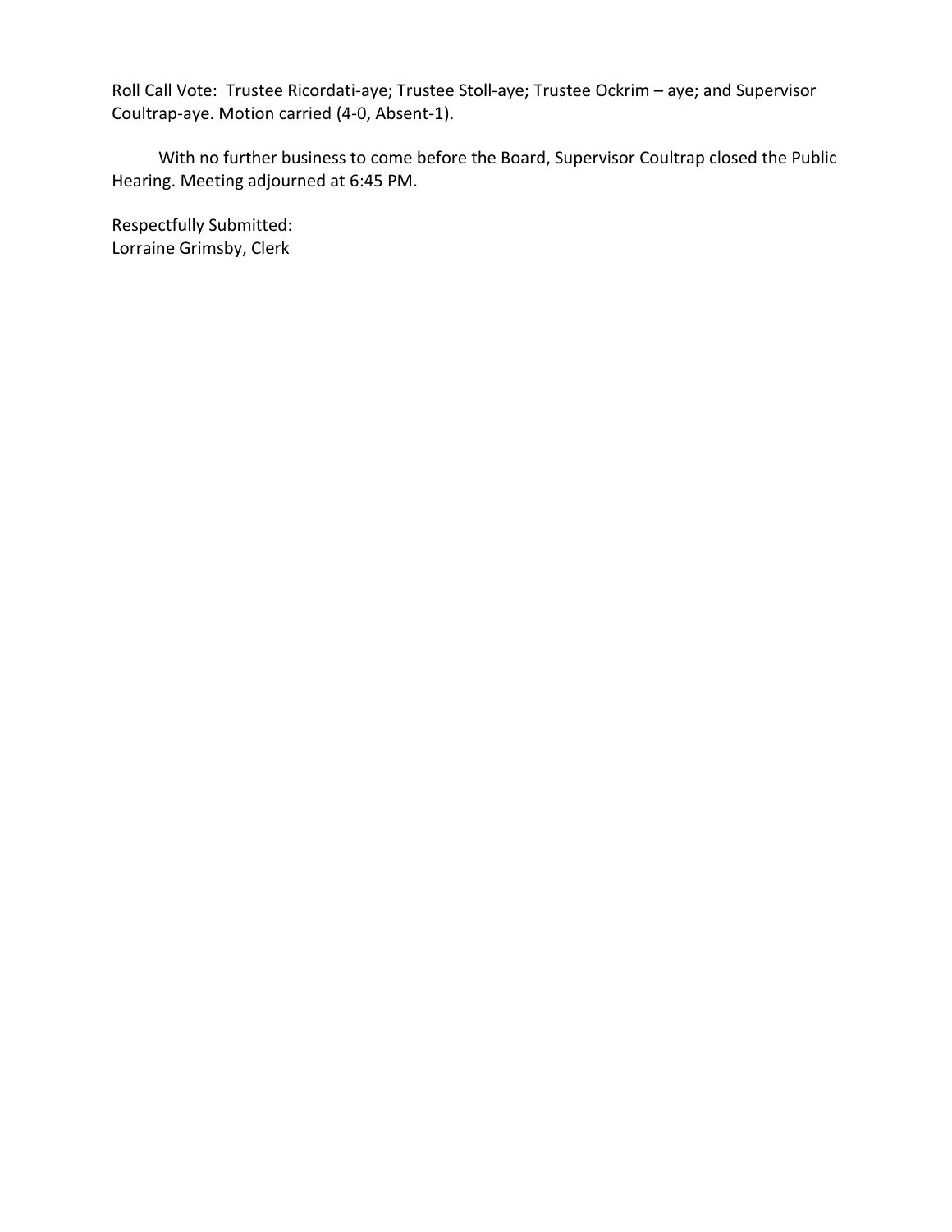Roll Call Vote: Trustee Ricordati-aye; Trustee Stoll-aye; Trustee Ockrim – aye; and Supervisor Coultrap-aye. Motion carried (4-0, Absent-1).

With no further business to come before the Board, Supervisor Coultrap closed the Public Hearing. Meeting adjourned at 6:45 PM.

Respectfully Submitted:
Lorraine Grimsby, Clerk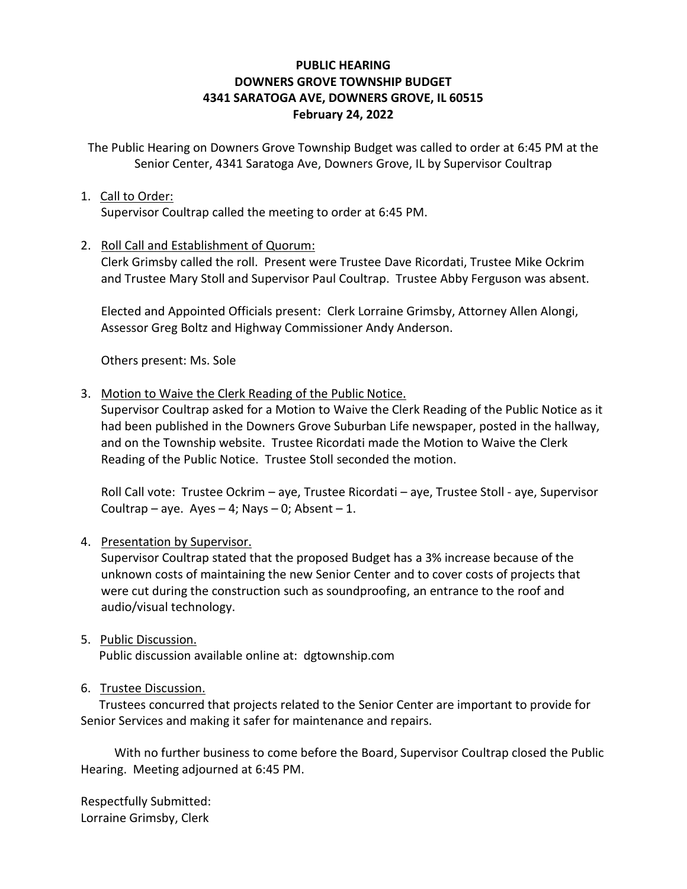**PUBLIC HEARING**
**DOWNERS GROVE TOWNSHIP BUDGET**
**4341 SARATOGA AVE, DOWNERS GROVE, IL 60515**
**February 24, 2022**

The Public Hearing on Downers Grove Township Budget was called to order at 6:45 PM at the Senior Center, 4341 Saratoga Ave, Downers Grove, IL by Supervisor Coultrap

1. Call to Order:
   Supervisor Coultrap called the meeting to order at 6:45 PM.

2. Roll Call and Establishment of Quorum:
   Clerk Grimsby called the roll. Present were Trustee Dave Ricordati, Trustee Mike Ockrim and Trustee Mary Stoll and Supervisor Paul Coultrap. Trustee Abby Ferguson was absent.

   Elected and Appointed Officials present: Clerk Lorraine Grimsby, Attorney Allen Alongi, Assessor Greg Boltz and Highway Commissioner Andy Anderson.

   Others present: Ms. Sole

3. Motion to Waive the Clerk Reading of the Public Notice.
   Supervisor Coultrap asked for a Motion to Waive the Clerk Reading of the Public Notice as it had been published in the Downers Grove Suburban Life newspaper, posted in the hallway, and on the Township website. Trustee Ricordati made the Motion to Waive the Clerk Reading of the Public Notice. Trustee Stoll seconded the motion.

   Roll Call vote: Trustee Ockrim – aye, Trustee Ricordati – aye, Trustee Stoll - aye, Supervisor Coultrap – aye. Ayes – 4; Nays – 0; Absent – 1.

4. Presentation by Supervisor.
   Supervisor Coultrap stated that the proposed Budget has a 3% increase because of the unknown costs of maintaining the new Senior Center and to cover costs of projects that were cut during the construction such as soundproofing, an entrance to the roof and audio/visual technology.

5. Public Discussion.
   Public discussion available online at: dgtownship.com

6. Trustee Discussion.
   Trustees concurred that projects related to the Senior Center are important to provide for Senior Services and making it safer for maintenance and repairs.

With no further business to come before the Board, Supervisor Coultrap closed the Public Hearing. Meeting adjourned at 6:45 PM.

Respectfully Submitted:
Lorraine Grimsby, Clerk